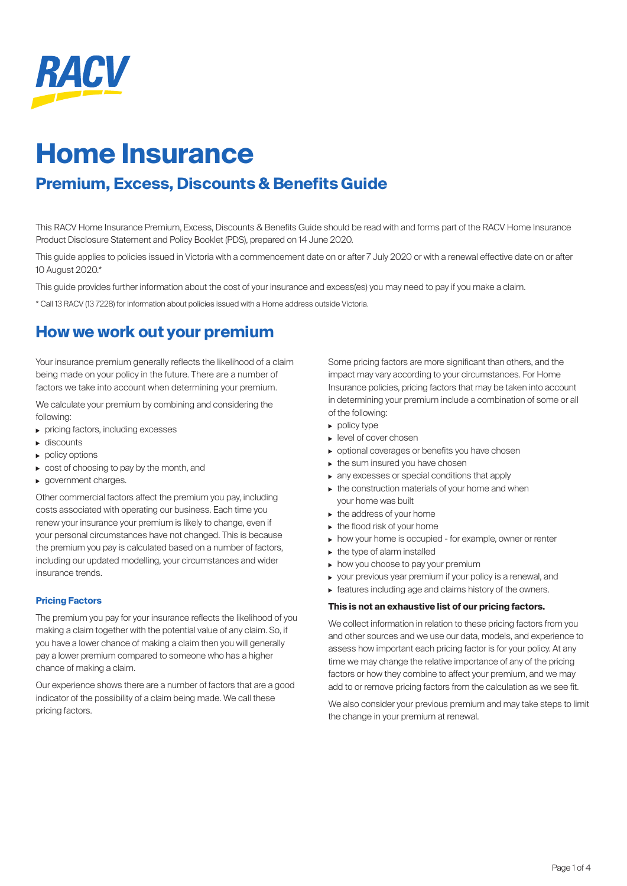RACV

# Home Insurance

## Premium, Excess, Discounts & Benefits Guide

This RACV Home Insurance Premium, Excess, Discounts & Benefits Guide should be read with and forms part of the RACV Home Insurance Product Disclosure Statement and Policy Booklet (PDS), prepared on 14 June 2020.

This guide applies to policies issued in Victoria with a commencement date on or after 7 July 2020 or with a renewal effective date on or after 10 August 2020.*

This guide provides further information about the cost of your insurance and excess(es) you may need to pay if you make a claim.

* Call 13 RACV (13 7228) for information about policies issued with a Home address outside Victoria.

## How we work out your premium

Your insurance premium generally reflects the likelihood of a claim being made on your policy in the future. There are a number of factors we take into account when determining your premium.

We calculate your premium by combining and considering the following:

- pricing factors, including excesses
- discounts
- policy options
- cost of choosing to pay by the month, and
- government charges.

Other commercial factors affect the premium you pay, including costs associated with operating our business. Each time you renew your insurance your premium is likely to change, even if your personal circumstances have not changed. This is because the premium you pay is calculated based on a number of factors, including our updated modelling, your circumstances and wider insurance trends.

### Pricing Factors

The premium you pay for your insurance reflects the likelihood of you making a claim together with the potential value of any claim. So, if you have a lower chance of making a claim then you will generally pay a lower premium compared to someone who has a higher chance of making a claim.

Our experience shows there are a number of factors that are a good indicator of the possibility of a claim being made. We call these pricing factors.

Some pricing factors are more significant than others, and the impact may vary according to your circumstances. For Home Insurance policies, pricing factors that may be taken into account in determining your premium include a combination of some or all of the following:

- policy type
- level of cover chosen
- optional coverages or benefits you have chosen
- the sum insured you have chosen
- any excesses or special conditions that apply
- the construction materials of your home and when your home was built
- the address of your home
- the flood risk of your home
- how your home is occupied - for example, owner or renter
- the type of alarm installed
- how you choose to pay your premium
- your previous year premium if your policy is a renewal, and
- features including age and claims history of the owners.

**This is not an exhaustive list of our pricing factors.**

We collect information in relation to these pricing factors from you and other sources and we use our data, models, and experience to assess how important each pricing factor is for your policy. At any time we may change the relative importance of any of the pricing factors or how they combine to affect your premium, and we may add to or remove pricing factors from the calculation as we see fit.

We also consider your previous premium and may take steps to limit the change in your premium at renewal.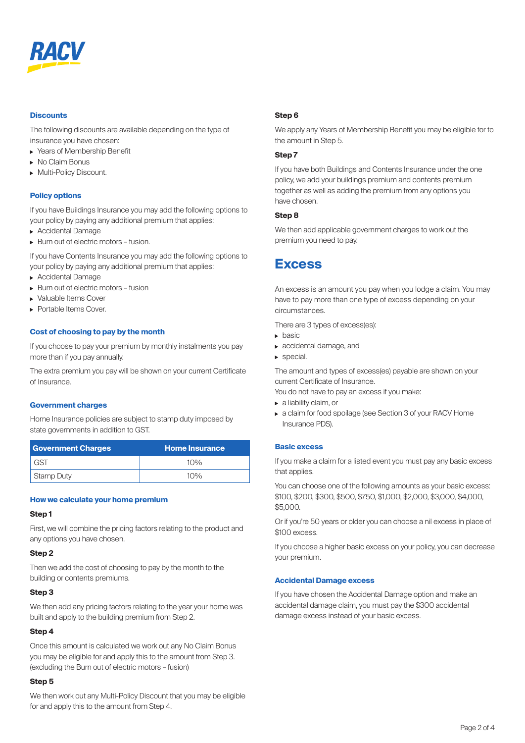RACV

### Discounts

The following discounts are available depending on the type of insurance you have chosen:

- Years of Membership Benefit
- No Claim Bonus
- Multi-Policy Discount.

### Policy options

If you have Buildings Insurance you may add the following options to your policy by paying any additional premium that applies:

- Accidental Damage
- Burn out of electric motors – fusion.

If you have Contents Insurance you may add the following options to your policy by paying any additional premium that applies:

- Accidental Damage
- Burn out of electric motors – fusion
- Valuable Items Cover
- Portable Items Cover.

### Cost of choosing to pay by the month

If you choose to pay your premium by monthly instalments you pay more than if you pay annually.

The extra premium you pay will be shown on your current Certificate of Insurance.

### Government charges

Home Insurance policies are subject to stamp duty imposed by state governments in addition to GST.

| Government Charges | Home Insurance |
|---|---|
| GST | 10% |
| Stamp Duty | 10% |

### How we calculate your home premium

**Step 1**

First, we will combine the pricing factors relating to the product and any options you have chosen.

**Step 2**

Then we add the cost of choosing to pay by the month to the building or contents premiums.

**Step 3**

We then add any pricing factors relating to the year your home was built and apply to the building premium from Step 2.

**Step 4**

Once this amount is calculated we work out any No Claim Bonus you may be eligible for and apply this to the amount from Step 3. (excluding the Burn out of electric motors – fusion)

**Step 5**

We then work out any Multi-Policy Discount that you may be eligible for and apply this to the amount from Step 4.

**Step 6**

We apply any Years of Membership Benefit you may be eligible for to the amount in Step 5.

**Step 7**

If you have both Buildings and Contents Insurance under the one policy, we add your buildings premium and contents premium together as well as adding the premium from any options you have chosen.

**Step 8**

We then add applicable government charges to work out the premium you need to pay.

## Excess

An excess is an amount you pay when you lodge a claim. You may have to pay more than one type of excess depending on your circumstances.

There are 3 types of excess(es):

- basic
- accidental damage, and
- special.

The amount and types of excess(es) payable are shown on your current Certificate of Insurance.

You do not have to pay an excess if you make:

- a liability claim, or
- a claim for food spoilage (see Section 3 of your RACV Home Insurance PDS).

### Basic excess

If you make a claim for a listed event you must pay any basic excess that applies.

You can choose one of the following amounts as your basic excess: $100, $200, $300, $500, $750, $1,000, $2,000, $3,000, $4,000, $5,000.

Or if you're 50 years or older you can choose a nil excess in place of $100 excess.

If you choose a higher basic excess on your policy, you can decrease your premium.

### Accidental Damage excess

If you have chosen the Accidental Damage option and make an accidental damage claim, you must pay the $300 accidental damage excess instead of your basic excess.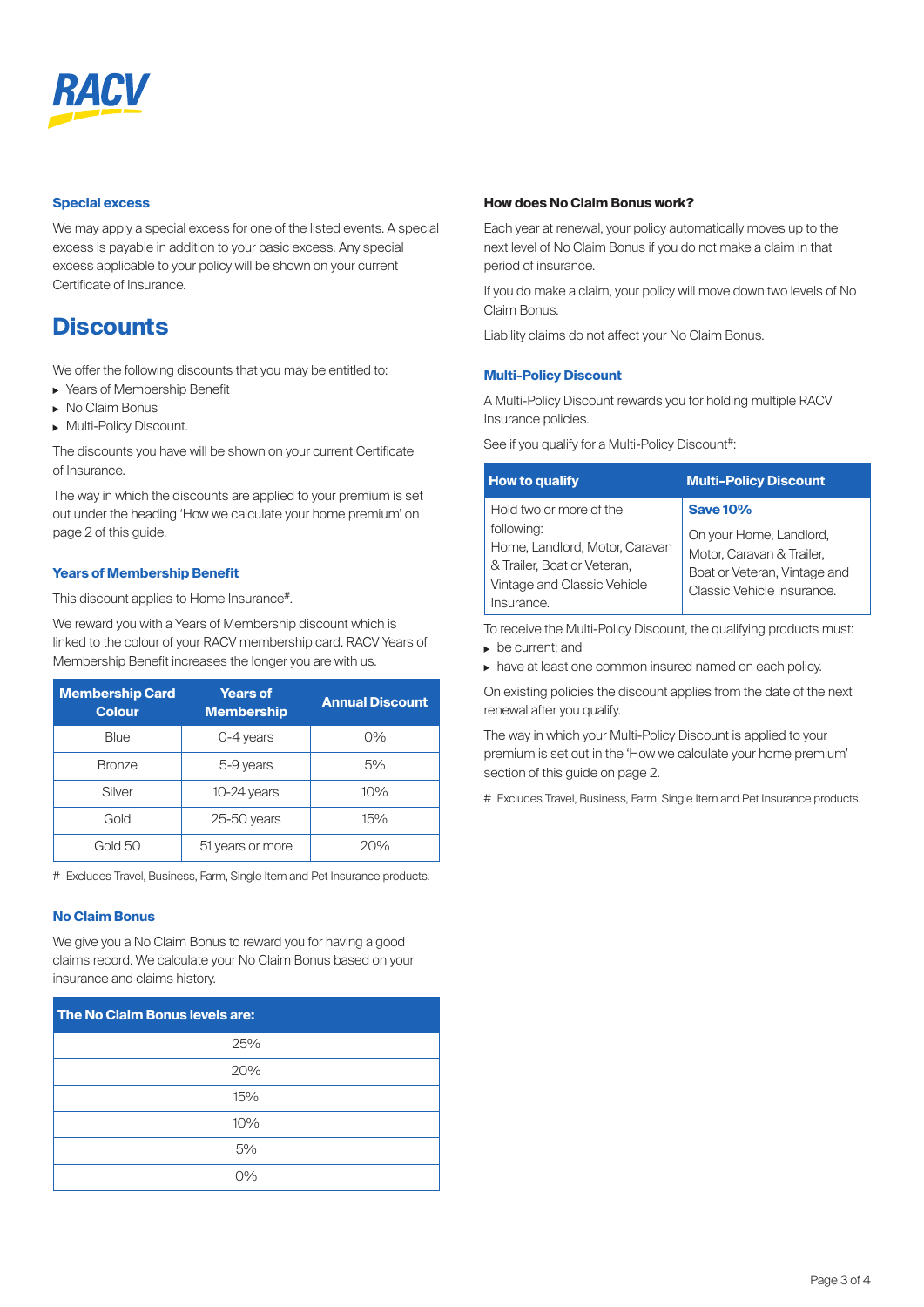### Special excess

We may apply a special excess for one of the listed events. A special excess is payable in addition to your basic excess. Any special excess applicable to your policy will be shown on your current Certificate of Insurance.

## Discounts

We offer the following discounts that you may be entitled to:

- Years of Membership Benefit
- No Claim Bonus
- Multi-Policy Discount.

The discounts you have will be shown on your current Certificate of Insurance.

The way in which the discounts are applied to your premium is set out under the heading 'How we calculate your home premium' on page 2 of this guide.

### Years of Membership Benefit

This discount applies to Home Insurance#.

We reward you with a Years of Membership discount which is linked to the colour of your RACV membership card. RACV Years of Membership Benefit increases the longer you are with us.

| Membership Card Colour | Years of Membership | Annual Discount |
|---|---|---|
| Blue | 0-4 years | 0% |
| Bronze | 5-9 years | 5% |
| Silver | 10-24 years | 10% |
| Gold | 25-50 years | 15% |
| Gold 50 | 51 years or more | 20% |

# Excludes Travel, Business, Farm, Single Item and Pet Insurance products.

### No Claim Bonus

We give you a No Claim Bonus to reward you for having a good claims record. We calculate your No Claim Bonus based on your insurance and claims history.

| The No Claim Bonus levels are: |
|---|
| 25% |
| 20% |
| 15% |
| 10% |
| 5% |
| 0% |

### How does No Claim Bonus work?

Each year at renewal, your policy automatically moves up to the next level of No Claim Bonus if you do not make a claim in that period of insurance.

If you do make a claim, your policy will move down two levels of No Claim Bonus.

Liability claims do not affect your No Claim Bonus.

### Multi-Policy Discount

A Multi-Policy Discount rewards you for holding multiple RACV Insurance policies.

See if you qualify for a Multi-Policy Discount#:

| How to qualify | Multi-Policy Discount |
|---|---|
| Hold two or more of the following: Home, Landlord, Motor, Caravan & Trailer, Boat or Veteran, Vintage and Classic Vehicle Insurance. | **Save 10%** On your Home, Landlord, Motor, Caravan & Trailer, Boat or Veteran, Vintage and Classic Vehicle Insurance. |

To receive the Multi-Policy Discount, the qualifying products must:

- be current; and
- have at least one common insured named on each policy.

On existing policies the discount applies from the date of the next renewal after you qualify.

The way in which your Multi-Policy Discount is applied to your premium is set out in the 'How we calculate your home premium' section of this guide on page 2.

# Excludes Travel, Business, Farm, Single Item and Pet Insurance products.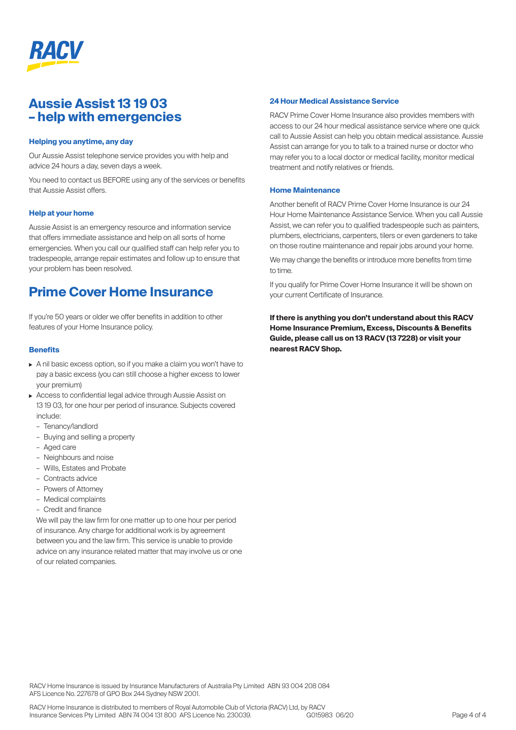## Aussie Assist 13 19 03 – help with emergencies

### Helping you anytime, any day

Our Aussie Assist telephone service provides you with help and advice 24 hours a day, seven days a week.

You need to contact us BEFORE using any of the services or benefits that Aussie Assist offers.

### Help at your home

Aussie Assist is an emergency resource and information service that offers immediate assistance and help on all sorts of home emergencies. When you call our qualified staff can help refer you to tradespeople, arrange repair estimates and follow up to ensure that your problem has been resolved.

## Prime Cover Home Insurance

If you're 50 years or older we offer benefits in addition to other features of your Home Insurance policy.

### Benefits

- A nil basic excess option, so if you make a claim you won't have to pay a basic excess (you can still choose a higher excess to lower your premium)
- Access to confidential legal advice through Aussie Assist on 13 19 03, for one hour per period of insurance. Subjects covered include:
  - Tenancy/landlord
  - Buying and selling a property
  - Aged care
  - Neighbours and noise
  - Wills, Estates and Probate
  - Contracts advice
  - Powers of Attorney
  - Medical complaints
  - Credit and finance

  We will pay the law firm for one matter up to one hour per period of insurance. Any charge for additional work is by agreement between you and the law firm. This service is unable to provide advice on any insurance related matter that may involve us or one of our related companies.

### 24 Hour Medical Assistance Service

RACV Prime Cover Home Insurance also provides members with access to our 24 hour medical assistance service where one quick call to Aussie Assist can help you obtain medical assistance. Aussie Assist can arrange for you to talk to a trained nurse or doctor who may refer you to a local doctor or medical facility, monitor medical treatment and notify relatives or friends.

### Home Maintenance

Another benefit of RACV Prime Cover Home Insurance is our 24 Hour Home Maintenance Assistance Service. When you call Aussie Assist, we can refer you to qualified tradespeople such as painters, plumbers, electricians, carpenters, tilers or even gardeners to take on those routine maintenance and repair jobs around your home.

We may change the benefits or introduce more benefits from time to time.

If you qualify for Prime Cover Home Insurance it will be shown on your current Certificate of Insurance.

**If there is anything you don't understand about this RACV Home Insurance Premium, Excess, Discounts & Benefits Guide, please call us on 13 RACV (13 7228) or visit your nearest RACV Shop.**

RACV Home Insurance is issued by Insurance Manufacturers of Australia Pty Limited ABN 93 004 208 084 AFS Licence No. 227678 of GPO Box 244 Sydney NSW 2001.

RACV Home Insurance is distributed to members of Royal Automobile Club of Victoria (RACV) Ltd, by RACV Insurance Services Pty Limited ABN 74 004 131 800 AFS Licence No. 230039.

G015983 06/20